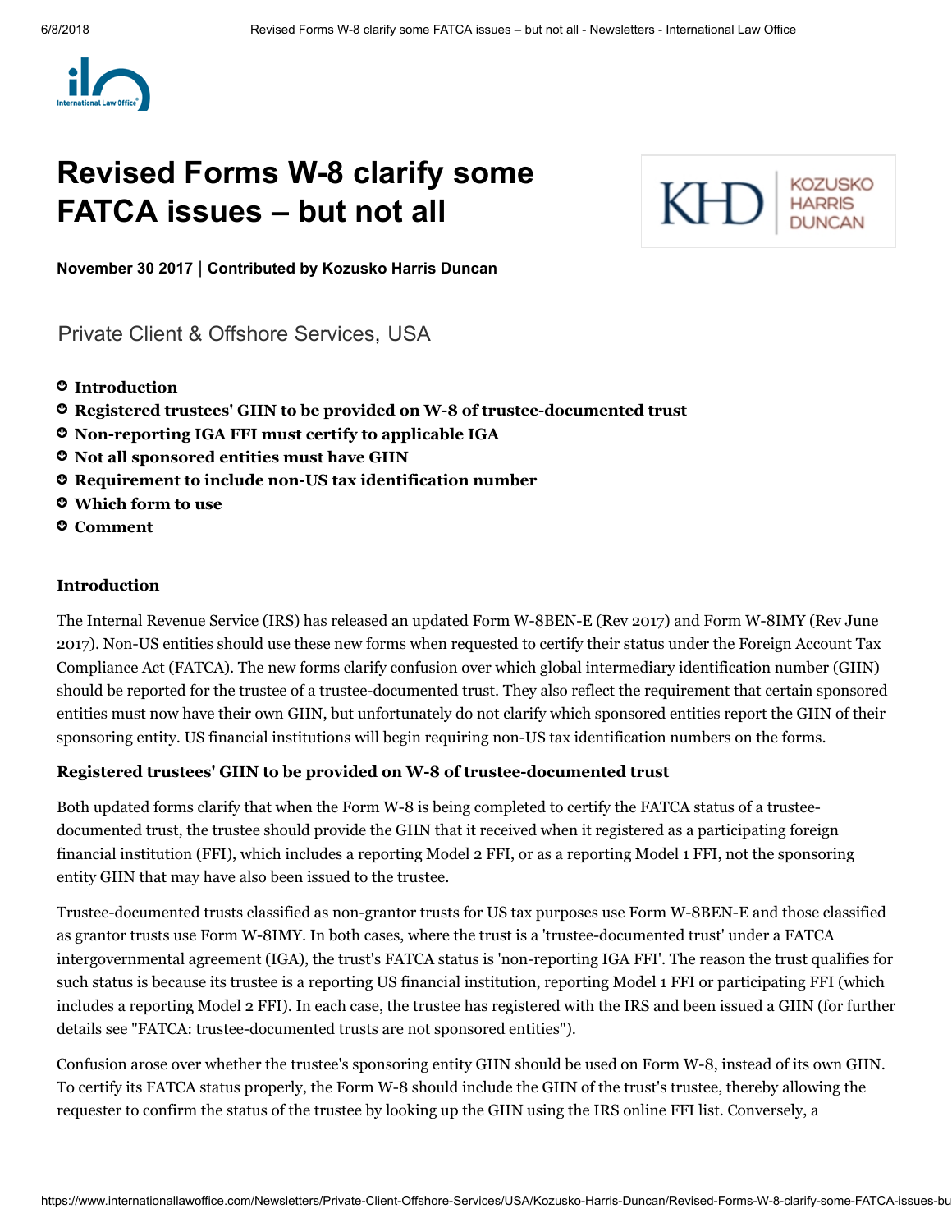# Revised Forms W-8 clarify some FATCA issues – but not all

**November 30 2017 | Contributed by Kozusko Harris Duncan**

Private Client & Offshore Services, USA

- **Introduction**
- **Registered trustees' GIIN to be provided on W-8 of trustee-documented trust**
- **Non-reporting IGA FFI must certify to applicable IGA**
- **Not all sponsored entities must have GIIN**
- **Requirement to include non-US tax identification number**
- **Which form to use**
- **Comment**

### Introduction

The Internal Revenue Service (IRS) has released an updated Form W-8BEN-E (Rev 2017) and Form W-8IMY (Rev June 2017). Non-US entities should use these new forms when requested to certify their status under the Foreign Account Tax Compliance Act (FATCA). The new forms clarify confusion over which global intermediary identification number (GIIN) should be reported for the trustee of a trustee-documented trust. They also reflect the requirement that certain sponsored entities must now have their own GIIN, but unfortunately do not clarify which sponsored entities report the GIIN of their sponsoring entity. US financial institutions will begin requiring non-US tax identification numbers on the forms.

### Registered trustees' GIIN to be provided on W-8 of trustee-documented trust

Both updated forms clarify that when the Form W-8 is being completed to certify the FATCA status of a trustee-documented trust, the trustee should provide the GIIN that it received when it registered as a participating foreign financial institution (FFI), which includes a reporting Model 2 FFI, or as a reporting Model 1 FFI, not the sponsoring entity GIIN that may have also been issued to the trustee.

Trustee-documented trusts classified as non-grantor trusts for US tax purposes use Form W-8BEN-E and those classified as grantor trusts use Form W-8IMY. In both cases, where the trust is a 'trustee-documented trust' under a FATCA intergovernmental agreement (IGA), the trust's FATCA status is 'non-reporting IGA FFI'. The reason the trust qualifies for such status is because its trustee is a reporting US financial institution, reporting Model 1 FFI or participating FFI (which includes a reporting Model 2 FFI). In each case, the trustee has registered with the IRS and been issued a GIIN (for further details see "FATCA: trustee-documented trusts are not sponsored entities").

Confusion arose over whether the trustee's sponsoring entity GIIN should be used on Form W-8, instead of its own GIIN. To certify its FATCA status properly, the Form W-8 should include the GIIN of the trust's trustee, thereby allowing the requester to confirm the status of the trustee by looking up the GIIN using the IRS online FFI list. Conversely, a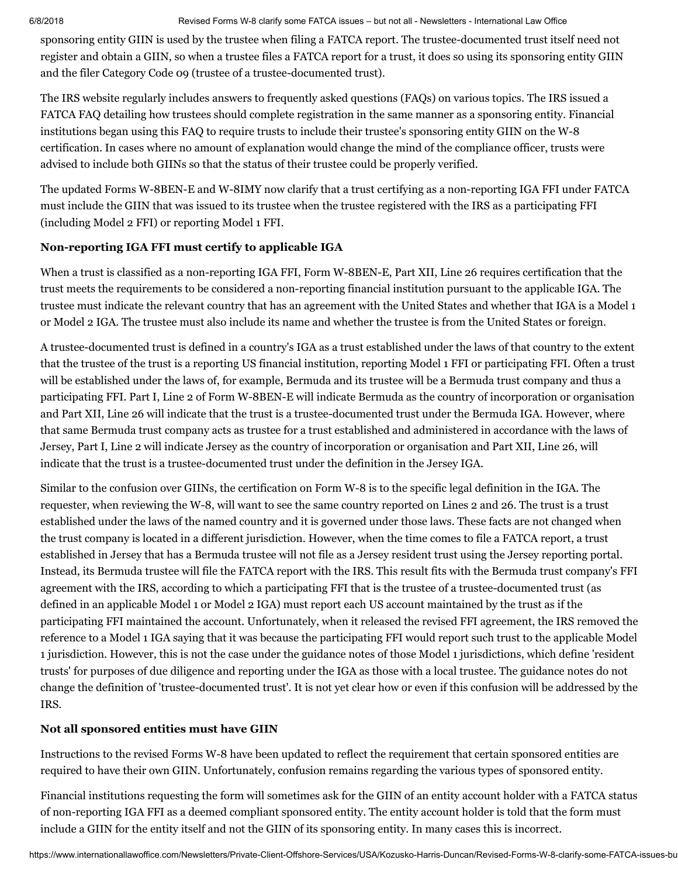sponsoring entity GIIN is used by the trustee when filing a FATCA report. The trustee-documented trust itself need not register and obtain a GIIN, so when a trustee files a FATCA report for a trust, it does so using its sponsoring entity GIIN and the filer Category Code 09 (trustee of a trustee-documented trust).

The IRS website regularly includes answers to frequently asked questions (FAQs) on various topics. The IRS issued a FATCA FAQ detailing how trustees should complete registration in the same manner as a sponsoring entity. Financial institutions began using this FAQ to require trusts to include their trustee's sponsoring entity GIIN on the W-8 certification. In cases where no amount of explanation would change the mind of the compliance officer, trusts were advised to include both GIINs so that the status of their trustee could be properly verified.

The updated Forms W-8BEN-E and W-8IMY now clarify that a trust certifying as a non-reporting IGA FFI under FATCA must include the GIIN that was issued to its trustee when the trustee registered with the IRS as a participating FFI (including Model 2 FFI) or reporting Model 1 FFI.

**Non-reporting IGA FFI must certify to applicable IGA**

When a trust is classified as a non-reporting IGA FFI, Form W-8BEN-E, Part XII, Line 26 requires certification that the trust meets the requirements to be considered a non-reporting financial institution pursuant to the applicable IGA. The trustee must indicate the relevant country that has an agreement with the United States and whether that IGA is a Model 1 or Model 2 IGA. The trustee must also include its name and whether the trustee is from the United States or foreign.

A trustee-documented trust is defined in a country's IGA as a trust established under the laws of that country to the extent that the trustee of the trust is a reporting US financial institution, reporting Model 1 FFI or participating FFI. Often a trust will be established under the laws of, for example, Bermuda and its trustee will be a Bermuda trust company and thus a participating FFI. Part I, Line 2 of Form W-8BEN-E will indicate Bermuda as the country of incorporation or organisation and Part XII, Line 26 will indicate that the trust is a trustee-documented trust under the Bermuda IGA. However, where that same Bermuda trust company acts as trustee for a trust established and administered in accordance with the laws of Jersey, Part I, Line 2 will indicate Jersey as the country of incorporation or organisation and Part XII, Line 26, will indicate that the trust is a trustee-documented trust under the definition in the Jersey IGA.

Similar to the confusion over GIINs, the certification on Form W-8 is to the specific legal definition in the IGA. The requester, when reviewing the W-8, will want to see the same country reported on Lines 2 and 26. The trust is a trust established under the laws of the named country and it is governed under those laws. These facts are not changed when the trust company is located in a different jurisdiction. However, when the time comes to file a FATCA report, a trust established in Jersey that has a Bermuda trustee will not file as a Jersey resident trust using the Jersey reporting portal. Instead, its Bermuda trustee will file the FATCA report with the IRS. This result fits with the Bermuda trust company's FFI agreement with the IRS, according to which a participating FFI that is the trustee of a trustee-documented trust (as defined in an applicable Model 1 or Model 2 IGA) must report each US account maintained by the trust as if the participating FFI maintained the account. Unfortunately, when it released the revised FFI agreement, the IRS removed the reference to a Model 1 IGA saying that it was because the participating FFI would report such trust to the applicable Model 1 jurisdiction. However, this is not the case under the guidance notes of those Model 1 jurisdictions, which define 'resident trusts' for purposes of due diligence and reporting under the IGA as those with a local trustee. The guidance notes do not change the definition of 'trustee-documented trust'. It is not yet clear how or even if this confusion will be addressed by the IRS.

**Not all sponsored entities must have GIIN**

Instructions to the revised Forms W-8 have been updated to reflect the requirement that certain sponsored entities are required to have their own GIIN. Unfortunately, confusion remains regarding the various types of sponsored entity.

Financial institutions requesting the form will sometimes ask for the GIIN of an entity account holder with a FATCA status of non-reporting IGA FFI as a deemed compliant sponsored entity. The entity account holder is told that the form must include a GIIN for the entity itself and not the GIIN of its sponsoring entity. In many cases this is incorrect.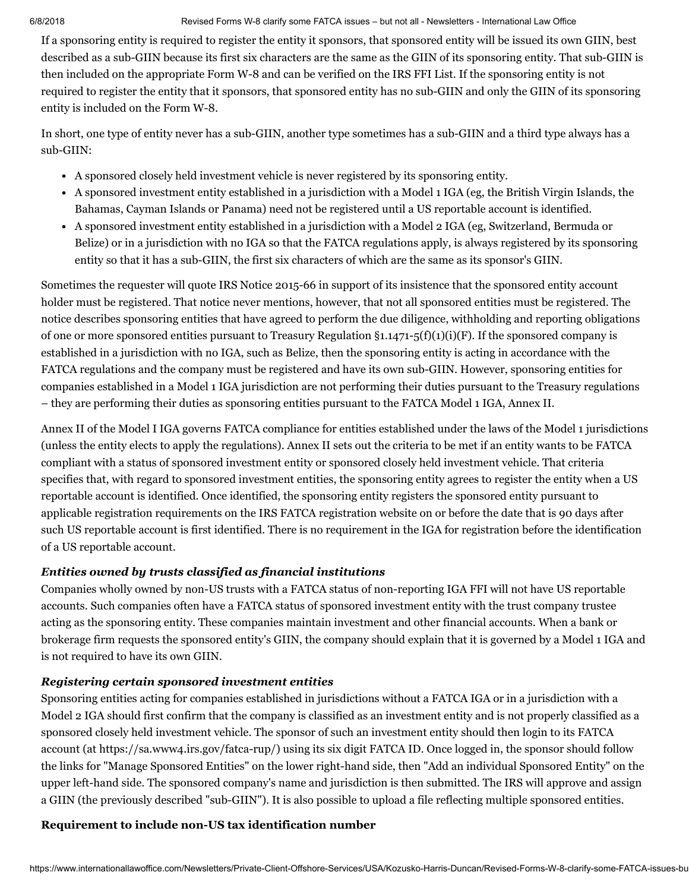If a sponsoring entity is required to register the entity it sponsors, that sponsored entity will be issued its own GIIN, best described as a sub-GIIN because its first six characters are the same as the GIIN of its sponsoring entity. That sub-GIIN is then included on the appropriate Form W-8 and can be verified on the IRS FFI List. If the sponsoring entity is not required to register the entity that it sponsors, that sponsored entity has no sub-GIIN and only the GIIN of its sponsoring entity is included on the Form W-8.

In short, one type of entity never has a sub-GIIN, another type sometimes has a sub-GIIN and a third type always has a sub-GIIN:

- A sponsored closely held investment vehicle is never registered by its sponsoring entity.
- A sponsored investment entity established in a jurisdiction with a Model 1 IGA (eg, the British Virgin Islands, the Bahamas, Cayman Islands or Panama) need not be registered until a US reportable account is identified.
- A sponsored investment entity established in a jurisdiction with a Model 2 IGA (eg, Switzerland, Bermuda or Belize) or in a jurisdiction with no IGA so that the FATCA regulations apply, is always registered by its sponsoring entity so that it has a sub-GIIN, the first six characters of which are the same as its sponsor's GIIN.

Sometimes the requester will quote IRS Notice 2015-66 in support of its insistence that the sponsored entity account holder must be registered. That notice never mentions, however, that not all sponsored entities must be registered. The notice describes sponsoring entities that have agreed to perform the due diligence, withholding and reporting obligations of one or more sponsored entities pursuant to Treasury Regulation §1.1471-5(f)(1)(i)(F). If the sponsored company is established in a jurisdiction with no IGA, such as Belize, then the sponsoring entity is acting in accordance with the FATCA regulations and the company must be registered and have its own sub-GIIN. However, sponsoring entities for companies established in a Model 1 IGA jurisdiction are not performing their duties pursuant to the Treasury regulations – they are performing their duties as sponsoring entities pursuant to the FATCA Model 1 IGA, Annex II.

Annex II of the Model I IGA governs FATCA compliance for entities established under the laws of the Model 1 jurisdictions (unless the entity elects to apply the regulations). Annex II sets out the criteria to be met if an entity wants to be FATCA compliant with a status of sponsored investment entity or sponsored closely held investment vehicle. That criteria specifies that, with regard to sponsored investment entities, the sponsoring entity agrees to register the entity when a US reportable account is identified. Once identified, the sponsoring entity registers the sponsored entity pursuant to applicable registration requirements on the IRS FATCA registration website on or before the date that is 90 days after such US reportable account is first identified. There is no requirement in the IGA for registration before the identification of a US reportable account.

### *Entities owned by trusts classified as financial institutions*

Companies wholly owned by non-US trusts with a FATCA status of non-reporting IGA FFI will not have US reportable accounts. Such companies often have a FATCA status of sponsored investment entity with the trust company trustee acting as the sponsoring entity. These companies maintain investment and other financial accounts. When a bank or brokerage firm requests the sponsored entity's GIIN, the company should explain that it is governed by a Model 1 IGA and is not required to have its own GIIN.

### *Registering certain sponsored investment entities*

Sponsoring entities acting for companies established in jurisdictions without a FATCA IGA or in a jurisdiction with a Model 2 IGA should first confirm that the company is classified as an investment entity and is not properly classified as a sponsored closely held investment vehicle. The sponsor of such an investment entity should then login to its FATCA account (at https://sa.www4.irs.gov/fatca-rup/) using its six digit FATCA ID. Once logged in, the sponsor should follow the links for "Manage Sponsored Entities" on the lower right-hand side, then "Add an individual Sponsored Entity" on the upper left-hand side. The sponsored company's name and jurisdiction is then submitted. The IRS will approve and assign a GIIN (the previously described "sub-GIIN"). It is also possible to upload a file reflecting multiple sponsored entities.

### **Requirement to include non-US tax identification number**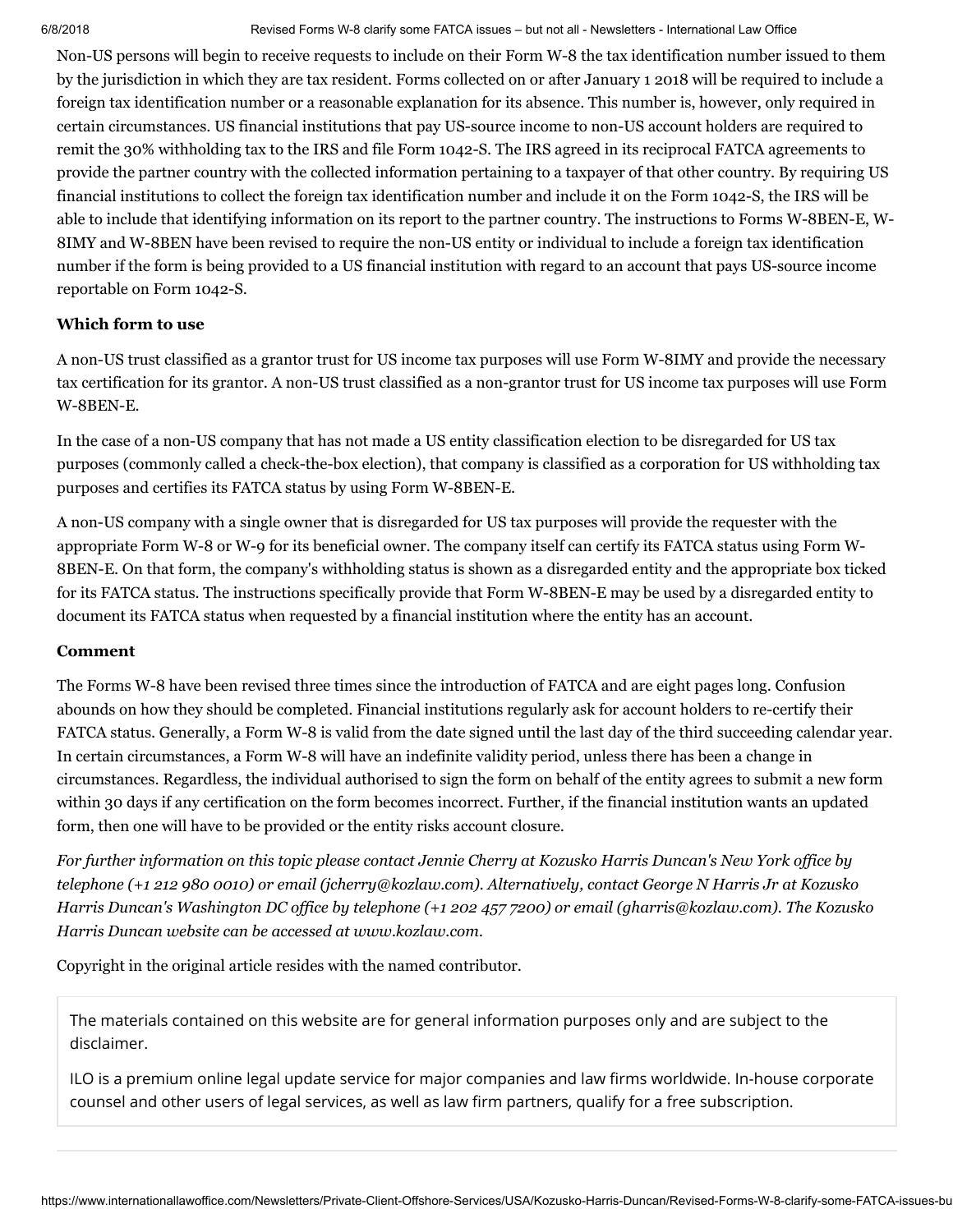Non-US persons will begin to receive requests to include on their Form W-8 the tax identification number issued to them by the jurisdiction in which they are tax resident. Forms collected on or after January 1 2018 will be required to include a foreign tax identification number or a reasonable explanation for its absence. This number is, however, only required in certain circumstances. US financial institutions that pay US-source income to non-US account holders are required to remit the 30% withholding tax to the IRS and file Form 1042-S. The IRS agreed in its reciprocal FATCA agreements to provide the partner country with the collected information pertaining to a taxpayer of that other country. By requiring US financial institutions to collect the foreign tax identification number and include it on the Form 1042-S, the IRS will be able to include that identifying information on its report to the partner country. The instructions to Forms W-8BEN-E, W-8IMY and W-8BEN have been revised to require the non-US entity or individual to include a foreign tax identification number if the form is being provided to a US financial institution with regard to an account that pays US-source income reportable on Form 1042-S.

**Which form to use**

A non-US trust classified as a grantor trust for US income tax purposes will use Form W-8IMY and provide the necessary tax certification for its grantor. A non-US trust classified as a non-grantor trust for US income tax purposes will use Form W-8BEN-E.

In the case of a non-US company that has not made a US entity classification election to be disregarded for US tax purposes (commonly called a check-the-box election), that company is classified as a corporation for US withholding tax purposes and certifies its FATCA status by using Form W-8BEN-E.

A non-US company with a single owner that is disregarded for US tax purposes will provide the requester with the appropriate Form W-8 or W-9 for its beneficial owner. The company itself can certify its FATCA status using Form W-8BEN-E. On that form, the company's withholding status is shown as a disregarded entity and the appropriate box ticked for its FATCA status. The instructions specifically provide that Form W-8BEN-E may be used by a disregarded entity to document its FATCA status when requested by a financial institution where the entity has an account.

**Comment**

The Forms W-8 have been revised three times since the introduction of FATCA and are eight pages long. Confusion abounds on how they should be completed. Financial institutions regularly ask for account holders to re-certify their FATCA status. Generally, a Form W-8 is valid from the date signed until the last day of the third succeeding calendar year. In certain circumstances, a Form W-8 will have an indefinite validity period, unless there has been a change in circumstances. Regardless, the individual authorised to sign the form on behalf of the entity agrees to submit a new form within 30 days if any certification on the form becomes incorrect. Further, if the financial institution wants an updated form, then one will have to be provided or the entity risks account closure.

*For further information on this topic please contact Jennie Cherry at Kozusko Harris Duncan's New York office by telephone (+1 212 980 0010) or email (jcherry@kozlaw.com). Alternatively, contact George N Harris Jr at Kozusko Harris Duncan's Washington DC office by telephone (+1 202 457 7200) or email (gharris@kozlaw.com). The Kozusko Harris Duncan website can be accessed at www.kozlaw.com.*

Copyright in the original article resides with the named contributor.

The materials contained on this website are for general information purposes only and are subject to the disclaimer.

ILO is a premium online legal update service for major companies and law firms worldwide. In-house corporate counsel and other users of legal services, as well as law firm partners, qualify for a free subscription.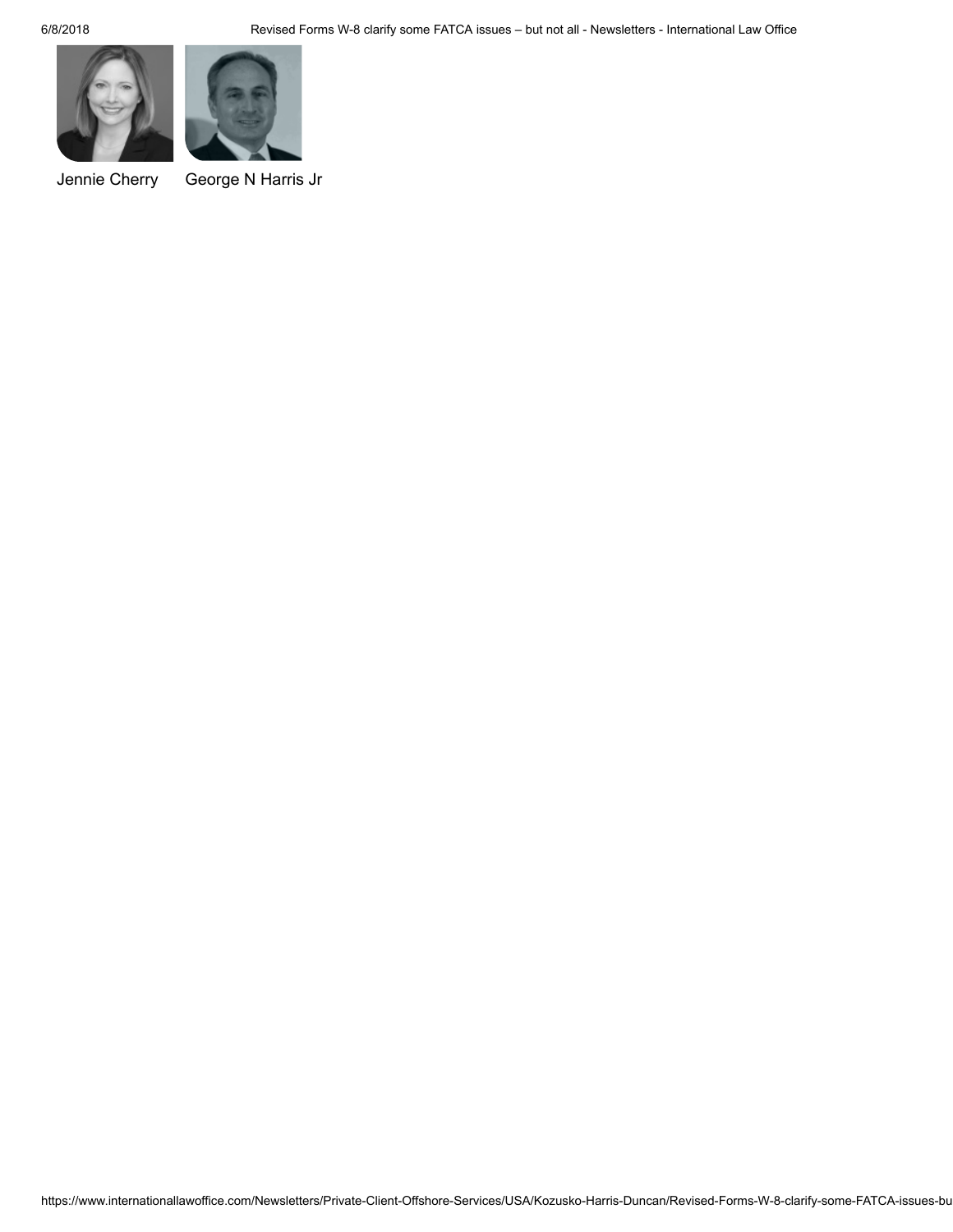Jennie Cherry George N Harris Jr